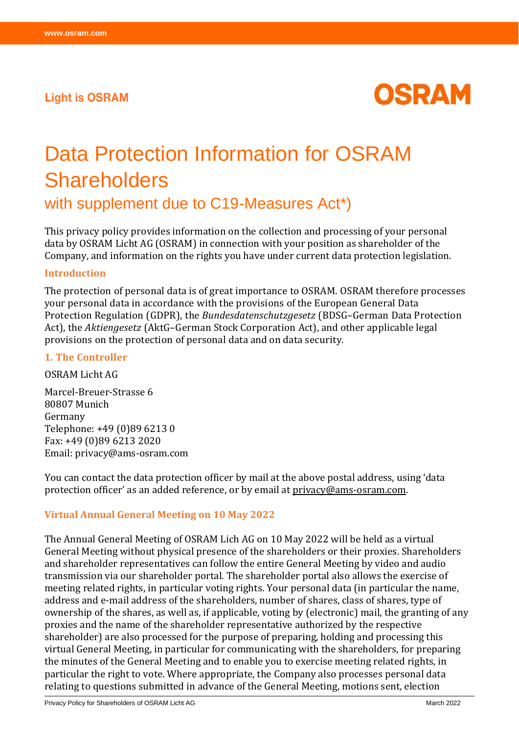Light is OSRAM

OSRAM

# Data Protection Information for OSRAM Shareholders

## with supplement due to C19-Measures Act*)

This privacy policy provides information on the collection and processing of your personal data by OSRAM Licht AG (OSRAM) in connection with your position as shareholder of the Company, and information on the rights you have under current data protection legislation.

### Introduction

The protection of personal data is of great importance to OSRAM. OSRAM therefore processes your personal data in accordance with the provisions of the European General Data Protection Regulation (GDPR), the *Bundesdatenschutzgesetz* (BDSG–German Data Protection Act), the *Aktiengesetz* (AktG–German Stock Corporation Act), and other applicable legal provisions on the protection of personal data and on data security.

### 1. The Controller

OSRAM Licht AG

Marcel-Breuer-Strasse 6
80807 Munich
Germany
Telephone: +49 (0)89 6213 0
Fax: +49 (0)89 6213 2020
Email: privacy@ams-osram.com

You can contact the data protection officer by mail at the above postal address, using 'data protection officer' as an added reference, or by email at privacy@ams-osram.com.

### Virtual Annual General Meeting on 10 May 2022

The Annual General Meeting of OSRAM Lich AG on 10 May 2022 will be held as a virtual General Meeting without physical presence of the shareholders or their proxies. Shareholders and shareholder representatives can follow the entire General Meeting by video and audio transmission via our shareholder portal. The shareholder portal also allows the exercise of meeting related rights, in particular voting rights. Your personal data (in particular the name, address and e-mail address of the shareholders, number of shares, class of shares, type of ownership of the shares, as well as, if applicable, voting by (electronic) mail, the granting of any proxies and the name of the shareholder representative authorized by the respective shareholder) are also processed for the purpose of preparing, holding and processing this virtual General Meeting, in particular for communicating with the shareholders, for preparing the minutes of the General Meeting and to enable you to exercise meeting related rights, in particular the right to vote. Where appropriate, the Company also processes personal data relating to questions submitted in advance of the General Meeting, motions sent, election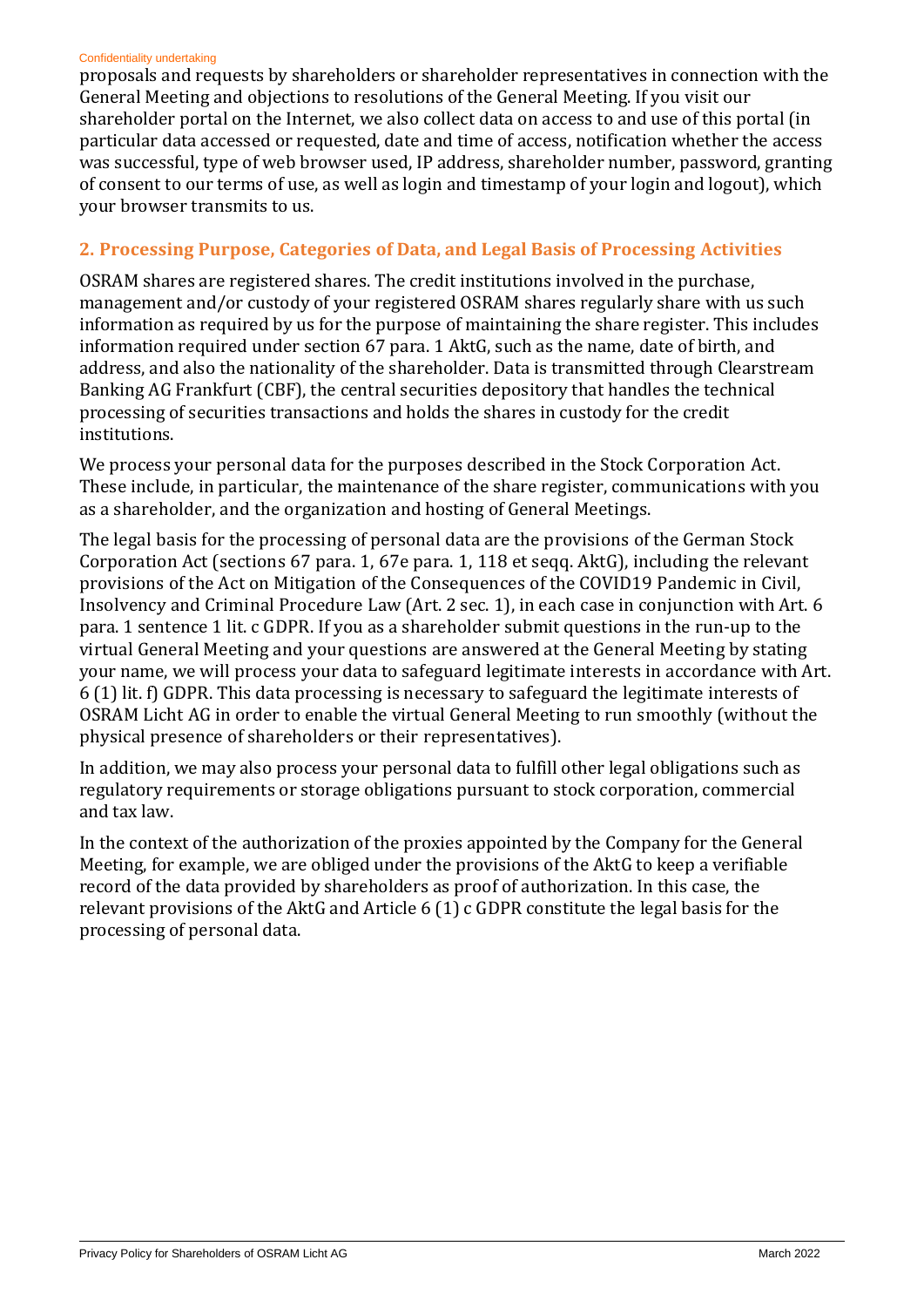proposals and requests by shareholders or shareholder representatives in connection with the General Meeting and objections to resolutions of the General Meeting. If you visit our shareholder portal on the Internet, we also collect data on access to and use of this portal (in particular data accessed or requested, date and time of access, notification whether the access was successful, type of web browser used, IP address, shareholder number, password, granting of consent to our terms of use, as well as login and timestamp of your login and logout), which your browser transmits to us.

## 2. Processing Purpose, Categories of Data, and Legal Basis of Processing Activities

OSRAM shares are registered shares. The credit institutions involved in the purchase, management and/or custody of your registered OSRAM shares regularly share with us such information as required by us for the purpose of maintaining the share register. This includes information required under section 67 para. 1 AktG, such as the name, date of birth, and address, and also the nationality of the shareholder. Data is transmitted through Clearstream Banking AG Frankfurt (CBF), the central securities depository that handles the technical processing of securities transactions and holds the shares in custody for the credit institutions.

We process your personal data for the purposes described in the Stock Corporation Act. These include, in particular, the maintenance of the share register, communications with you as a shareholder, and the organization and hosting of General Meetings.

The legal basis for the processing of personal data are the provisions of the German Stock Corporation Act (sections 67 para. 1, 67e para. 1, 118 et seqq. AktG), including the relevant provisions of the Act on Mitigation of the Consequences of the COVID19 Pandemic in Civil, Insolvency and Criminal Procedure Law (Art. 2 sec. 1), in each case in conjunction with Art. 6 para. 1 sentence 1 lit. c GDPR. If you as a shareholder submit questions in the run-up to the virtual General Meeting and your questions are answered at the General Meeting by stating your name, we will process your data to safeguard legitimate interests in accordance with Art. 6 (1) lit. f) GDPR. This data processing is necessary to safeguard the legitimate interests of OSRAM Licht AG in order to enable the virtual General Meeting to run smoothly (without the physical presence of shareholders or their representatives).

In addition, we may also process your personal data to fulfill other legal obligations such as regulatory requirements or storage obligations pursuant to stock corporation, commercial and tax law.

In the context of the authorization of the proxies appointed by the Company for the General Meeting, for example, we are obliged under the provisions of the AktG to keep a verifiable record of the data provided by shareholders as proof of authorization. In this case, the relevant provisions of the AktG and Article 6 (1) c GDPR constitute the legal basis for the processing of personal data.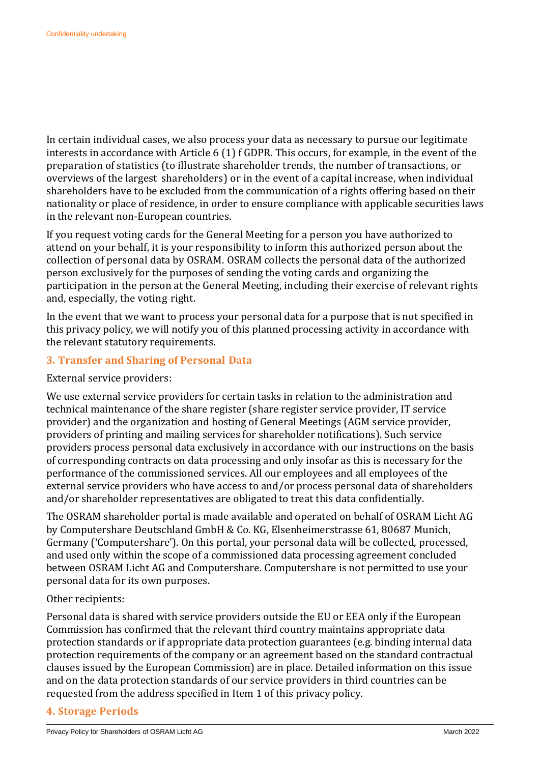In certain individual cases, we also process your data as necessary to pursue our legitimate interests in accordance with Article 6 (1) f GDPR. This occurs, for example, in the event of the preparation of statistics (to illustrate shareholder trends, the number of transactions, or overviews of the largest shareholders) or in the event of a capital increase, when individual shareholders have to be excluded from the communication of a rights offering based on their nationality or place of residence, in order to ensure compliance with applicable securities laws in the relevant non-European countries.

If you request voting cards for the General Meeting for a person you have authorized to attend on your behalf, it is your responsibility to inform this authorized person about the collection of personal data by OSRAM. OSRAM collects the personal data of the authorized person exclusively for the purposes of sending the voting cards and organizing the participation in the person at the General Meeting, including their exercise of relevant rights and, especially, the voting right.

In the event that we want to process your personal data for a purpose that is not specified in this privacy policy, we will notify you of this planned processing activity in accordance with the relevant statutory requirements.

## 3. Transfer and Sharing of Personal Data

External service providers:

We use external service providers for certain tasks in relation to the administration and technical maintenance of the share register (share register service provider, IT service provider) and the organization and hosting of General Meetings (AGM service provider, providers of printing and mailing services for shareholder notifications). Such service providers process personal data exclusively in accordance with our instructions on the basis of corresponding contracts on data processing and only insofar as this is necessary for the performance of the commissioned services. All our employees and all employees of the external service providers who have access to and/or process personal data of shareholders and/or shareholder representatives are obligated to treat this data confidentially.

The OSRAM shareholder portal is made available and operated on behalf of OSRAM Licht AG by Computershare Deutschland GmbH & Co. KG, Elsenheimerstrasse 61, 80687 Munich, Germany ('Computershare'). On this portal, your personal data will be collected, processed, and used only within the scope of a commissioned data processing agreement concluded between OSRAM Licht AG and Computershare. Computershare is not permitted to use your personal data for its own purposes.

Other recipients:

Personal data is shared with service providers outside the EU or EEA only if the European Commission has confirmed that the relevant third country maintains appropriate data protection standards or if appropriate data protection guarantees (e.g. binding internal data protection requirements of the company or an agreement based on the standard contractual clauses issued by the European Commission) are in place. Detailed information on this issue and on the data protection standards of our service providers in third countries can be requested from the address specified in Item 1 of this privacy policy.

## 4. Storage Periods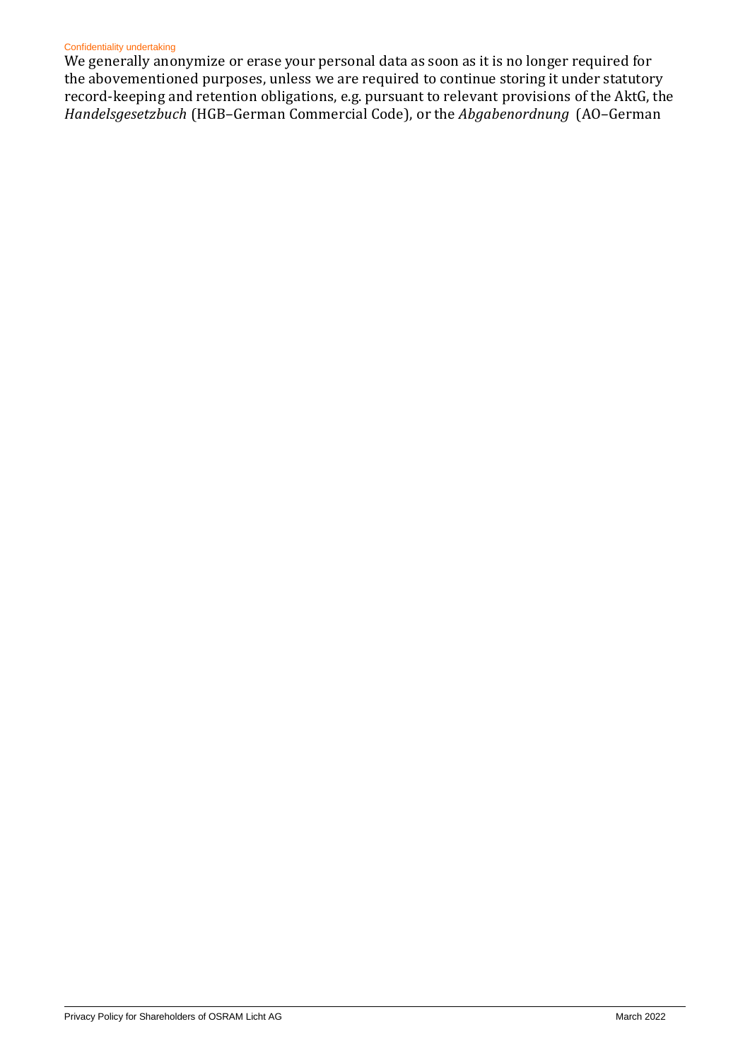Confidentiality undertaking

We generally anonymize or erase your personal data as soon as it is no longer required for the abovementioned purposes, unless we are required to continue storing it under statutory record-keeping and retention obligations, e.g. pursuant to relevant provisions of the AktG, the *Handelsgesetzbuch* (HGB–German Commercial Code), or the *Abgabenordnung* (AO–German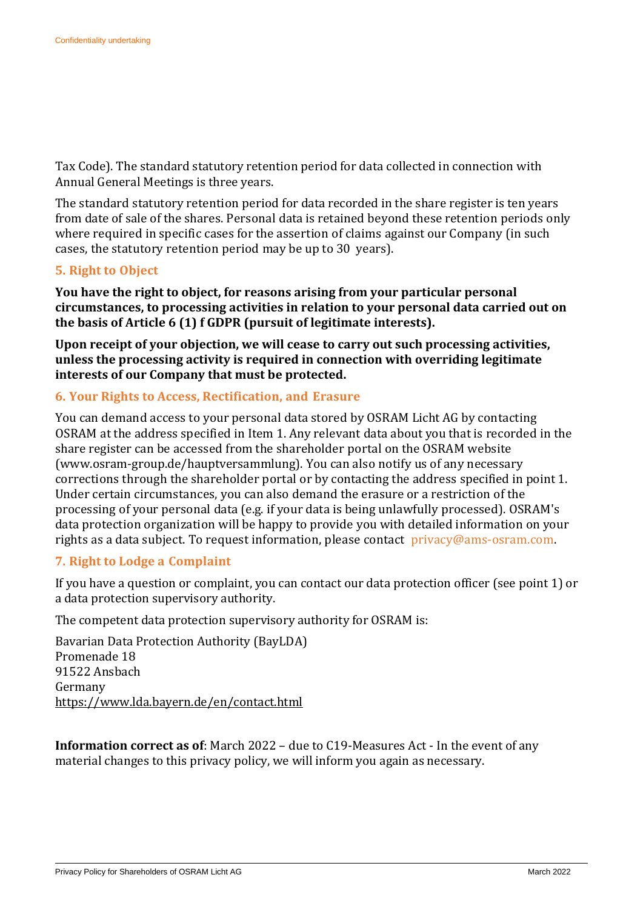Tax Code). The standard statutory retention period for data collected in connection with Annual General Meetings is three years.

The standard statutory retention period for data recorded in the share register is ten years from date of sale of the shares. Personal data is retained beyond these retention periods only where required in specific cases for the assertion of claims against our Company (in such cases, the statutory retention period may be up to 30 years).

## 5. Right to Object

**You have the right to object, for reasons arising from your particular personal circumstances, to processing activities in relation to your personal data carried out on the basis of Article 6 (1) f GDPR (pursuit of legitimate interests).**

**Upon receipt of your objection, we will cease to carry out such processing activities, unless the processing activity is required in connection with overriding legitimate interests of our Company that must be protected.**

## 6. Your Rights to Access, Rectification, and Erasure

You can demand access to your personal data stored by OSRAM Licht AG by contacting OSRAM at the address specified in Item 1. Any relevant data about you that is recorded in the share register can be accessed from the shareholder portal on the OSRAM website (www.osram-group.de/hauptversammlung). You can also notify us of any necessary corrections through the shareholder portal or by contacting the address specified in point 1. Under certain circumstances, you can also demand the erasure or a restriction of the processing of your personal data (e.g. if your data is being unlawfully processed). OSRAM's data protection organization will be happy to provide you with detailed information on your rights as a data subject. To request information, please contact privacy@ams-osram.com.

## 7. Right to Lodge a Complaint

If you have a question or complaint, you can contact our data protection officer (see point 1) or a data protection supervisory authority.

The competent data protection supervisory authority for OSRAM is:

Bavarian Data Protection Authority (BayLDA)
Promenade 18
91522 Ansbach
Germany
https://www.lda.bayern.de/en/contact.html

**Information correct as of**: March 2022 – due to C19-Measures Act - In the event of any material changes to this privacy policy, we will inform you again as necessary.